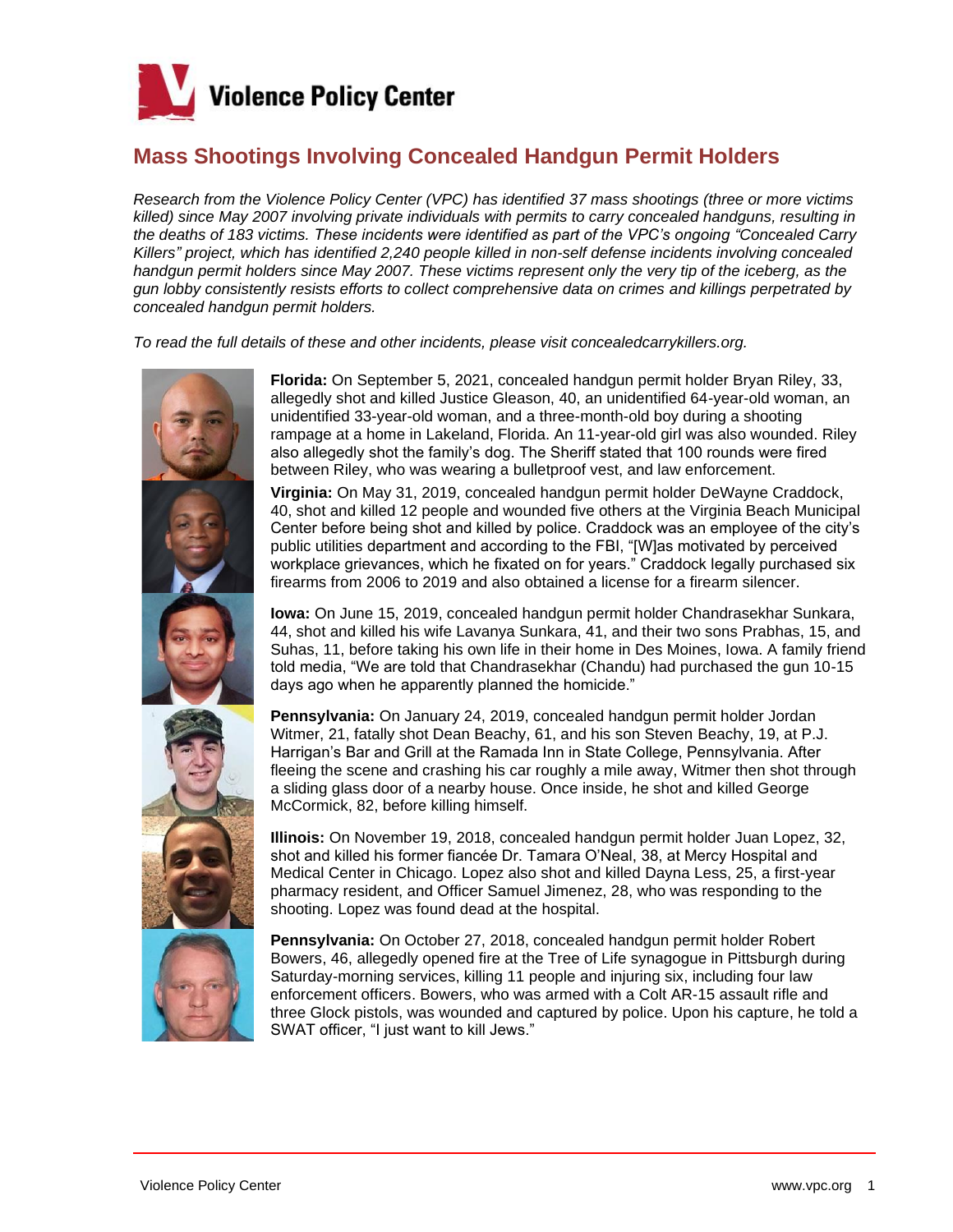# Violence Policy Center

## Mass Shootings Involving Concealed Handgun Permit Holders

*Research from the Violence Policy Center (VPC) has identified 37 mass shootings (three or more victims killed) since May 2007 involving private individuals with permits to carry concealed handguns, resulting in the deaths of 183 victims. These incidents were identified as part of the VPC's ongoing "Concealed Carry Killers" project, which has identified 2,240 people killed in non-self defense incidents involving concealed handgun permit holders since May 2007. These victims represent only the very tip of the iceberg, as the gun lobby consistently resists efforts to collect comprehensive data on crimes and killings perpetrated by concealed handgun permit holders.*

*To read the full details of these and other incidents, please visit concealedcarrykillers.org.*

**Florida:** On September 5, 2021, concealed handgun permit holder Bryan Riley, 33, allegedly shot and killed Justice Gleason, 40, an unidentified 64-year-old woman, an unidentified 33-year-old woman, and a three-month-old boy during a shooting rampage at a home in Lakeland, Florida. An 11-year-old girl was also wounded. Riley also allegedly shot the family's dog. The Sheriff stated that 100 rounds were fired between Riley, who was wearing a bulletproof vest, and law enforcement.

**Virginia:** On May 31, 2019, concealed handgun permit holder DeWayne Craddock, 40, shot and killed 12 people and wounded five others at the Virginia Beach Municipal Center before being shot and killed by police. Craddock was an employee of the city's public utilities department and according to the FBI, "[W]as motivated by perceived workplace grievances, which he fixated on for years." Craddock legally purchased six firearms from 2006 to 2019 and also obtained a license for a firearm silencer.

**Iowa:** On June 15, 2019, concealed handgun permit holder Chandrasekhar Sunkara, 44, shot and killed his wife Lavanya Sunkara, 41, and their two sons Prabhas, 15, and Suhas, 11, before taking his own life in their home in Des Moines, Iowa. A family friend told media, "We are told that Chandrasekhar (Chandu) had purchased the gun 10-15 days ago when he apparently planned the homicide."

**Pennsylvania:** On January 24, 2019, concealed handgun permit holder Jordan Witmer, 21, fatally shot Dean Beachy, 61, and his son Steven Beachy, 19, at P.J. Harrigan's Bar and Grill at the Ramada Inn in State College, Pennsylvania. After fleeing the scene and crashing his car roughly a mile away, Witmer then shot through a sliding glass door of a nearby house. Once inside, he shot and killed George McCormick, 82, before killing himself.

**Illinois:** On November 19, 2018, concealed handgun permit holder Juan Lopez, 32, shot and killed his former fiancée Dr. Tamara O'Neal, 38, at Mercy Hospital and Medical Center in Chicago. Lopez also shot and killed Dayna Less, 25, a first-year pharmacy resident, and Officer Samuel Jimenez, 28, who was responding to the shooting. Lopez was found dead at the hospital.

**Pennsylvania:** On October 27, 2018, concealed handgun permit holder Robert Bowers, 46, allegedly opened fire at the Tree of Life synagogue in Pittsburgh during Saturday-morning services, killing 11 people and injuring six, including four law enforcement officers. Bowers, who was armed with a Colt AR-15 assault rifle and three Glock pistols, was wounded and captured by police. Upon his capture, he told a SWAT officer, "I just want to kill Jews."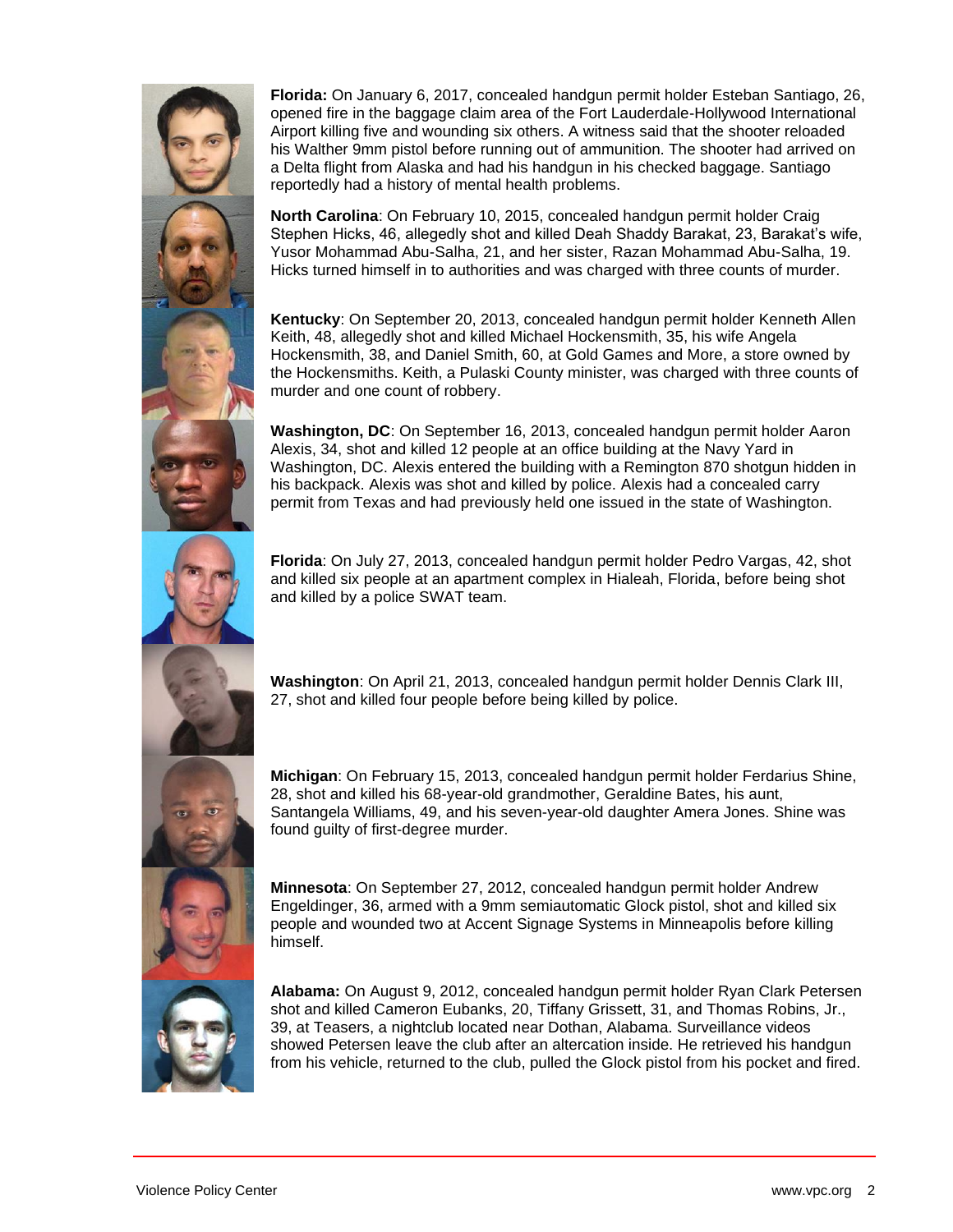**Florida:** On January 6, 2017, concealed handgun permit holder Esteban Santiago, 26, opened fire in the baggage claim area of the Fort Lauderdale-Hollywood International Airport killing five and wounding six others. A witness said that the shooter reloaded his Walther 9mm pistol before running out of ammunition. The shooter had arrived on a Delta flight from Alaska and had his handgun in his checked baggage. Santiago reportedly had a history of mental health problems.

**North Carolina**: On February 10, 2015, concealed handgun permit holder Craig Stephen Hicks, 46, allegedly shot and killed Deah Shaddy Barakat, 23, Barakat's wife, Yusor Mohammad Abu-Salha, 21, and her sister, Razan Mohammad Abu-Salha, 19. Hicks turned himself in to authorities and was charged with three counts of murder.

**Kentucky**: On September 20, 2013, concealed handgun permit holder Kenneth Allen Keith, 48, allegedly shot and killed Michael Hockensmith, 35, his wife Angela Hockensmith, 38, and Daniel Smith, 60, at Gold Games and More, a store owned by the Hockensmiths. Keith, a Pulaski County minister, was charged with three counts of murder and one count of robbery.

**Washington, DC**: On September 16, 2013, concealed handgun permit holder Aaron Alexis, 34, shot and killed 12 people at an office building at the Navy Yard in Washington, DC. Alexis entered the building with a Remington 870 shotgun hidden in his backpack. Alexis was shot and killed by police. Alexis had a concealed carry permit from Texas and had previously held one issued in the state of Washington.

**Florida**: On July 27, 2013, concealed handgun permit holder Pedro Vargas, 42, shot and killed six people at an apartment complex in Hialeah, Florida, before being shot and killed by a police SWAT team.

**Washington**: On April 21, 2013, concealed handgun permit holder Dennis Clark III, 27, shot and killed four people before being killed by police.

**Michigan**: On February 15, 2013, concealed handgun permit holder Ferdarius Shine, 28, shot and killed his 68-year-old grandmother, Geraldine Bates, his aunt, Santangela Williams, 49, and his seven-year-old daughter Amera Jones. Shine was found guilty of first-degree murder.

**Minnesota**: On September 27, 2012, concealed handgun permit holder Andrew Engeldinger, 36, armed with a 9mm semiautomatic Glock pistol, shot and killed six people and wounded two at Accent Signage Systems in Minneapolis before killing himself.

**Alabama:** On August 9, 2012, concealed handgun permit holder Ryan Clark Petersen shot and killed Cameron Eubanks, 20, Tiffany Grissett, 31, and Thomas Robins, Jr., 39, at Teasers, a nightclub located near Dothan, Alabama. Surveillance videos showed Petersen leave the club after an altercation inside. He retrieved his handgun from his vehicle, returned to the club, pulled the Glock pistol from his pocket and fired.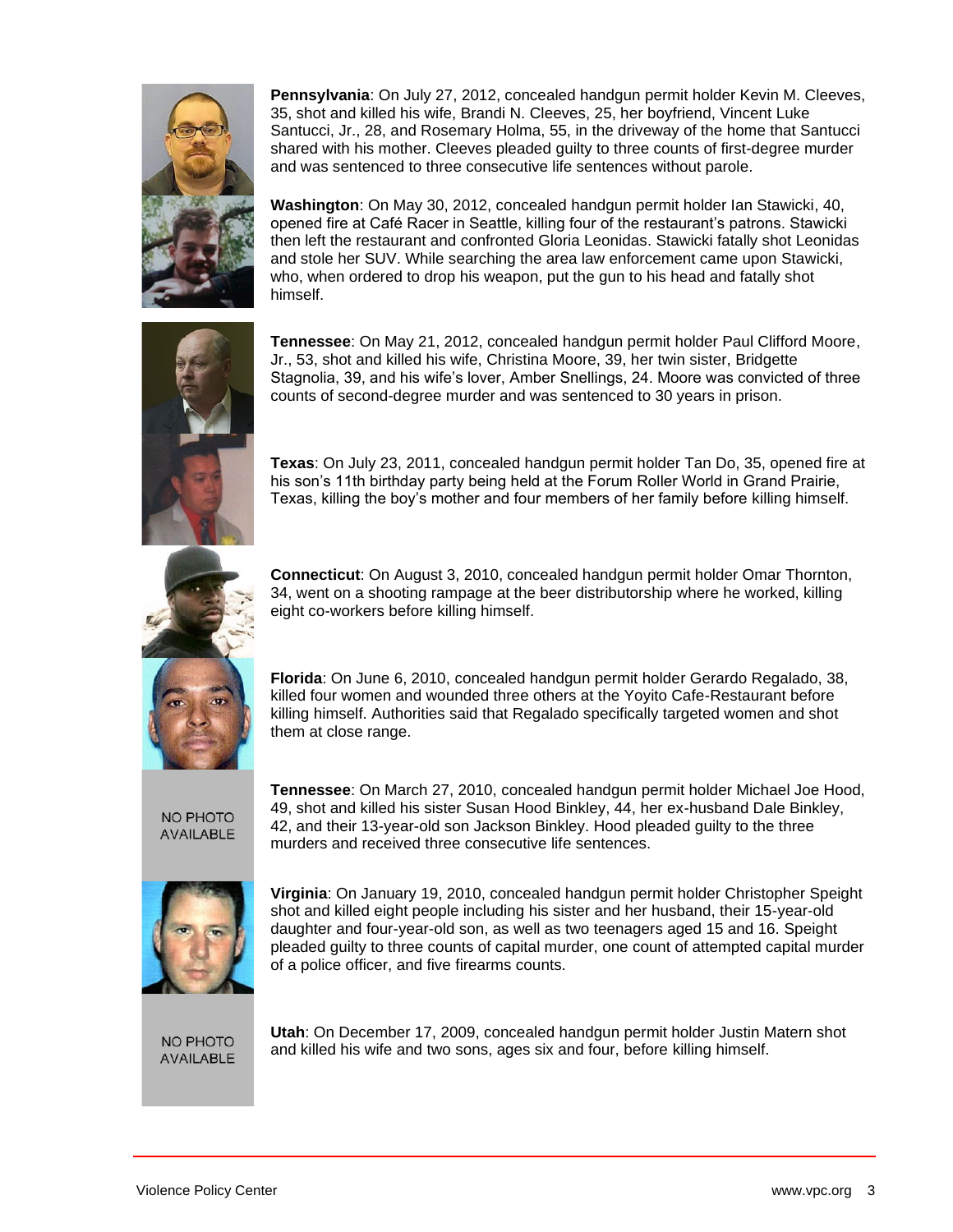**Pennsylvania**: On July 27, 2012, concealed handgun permit holder Kevin M. Cleeves, 35, shot and killed his wife, Brandi N. Cleeves, 25, her boyfriend, Vincent Luke Santucci, Jr., 28, and Rosemary Holma, 55, in the driveway of the home that Santucci shared with his mother. Cleeves pleaded guilty to three counts of first-degree murder and was sentenced to three consecutive life sentences without parole.

**Washington**: On May 30, 2012, concealed handgun permit holder Ian Stawicki, 40, opened fire at Café Racer in Seattle, killing four of the restaurant's patrons. Stawicki then left the restaurant and confronted Gloria Leonidas. Stawicki fatally shot Leonidas and stole her SUV. While searching the area law enforcement came upon Stawicki, who, when ordered to drop his weapon, put the gun to his head and fatally shot himself.

**Tennessee**: On May 21, 2012, concealed handgun permit holder Paul Clifford Moore, Jr., 53, shot and killed his wife, Christina Moore, 39, her twin sister, Bridgette Stagnolia, 39, and his wife's lover, Amber Snellings, 24. Moore was convicted of three counts of second-degree murder and was sentenced to 30 years in prison.

**Texas**: On July 23, 2011, concealed handgun permit holder Tan Do, 35, opened fire at his son's 11th birthday party being held at the Forum Roller World in Grand Prairie, Texas, killing the boy's mother and four members of her family before killing himself.

**Connecticut**: On August 3, 2010, concealed handgun permit holder Omar Thornton, 34, went on a shooting rampage at the beer distributorship where he worked, killing eight co-workers before killing himself.

**Florida**: On June 6, 2010, concealed handgun permit holder Gerardo Regalado, 38, killed four women and wounded three others at the Yoyito Cafe-Restaurant before killing himself. Authorities said that Regalado specifically targeted women and shot them at close range.

NO PHOTO AVAILABLE

**Tennessee**: On March 27, 2010, concealed handgun permit holder Michael Joe Hood, 49, shot and killed his sister Susan Hood Binkley, 44, her ex-husband Dale Binkley, 42, and their 13-year-old son Jackson Binkley. Hood pleaded guilty to the three murders and received three consecutive life sentences.

**Virginia**: On January 19, 2010, concealed handgun permit holder Christopher Speight shot and killed eight people including his sister and her husband, their 15-year-old daughter and four-year-old son, as well as two teenagers aged 15 and 16. Speight pleaded guilty to three counts of capital murder, one count of attempted capital murder of a police officer, and five firearms counts.

NO PHOTO AVAILABLE

**Utah**: On December 17, 2009, concealed handgun permit holder Justin Matern shot and killed his wife and two sons, ages six and four, before killing himself.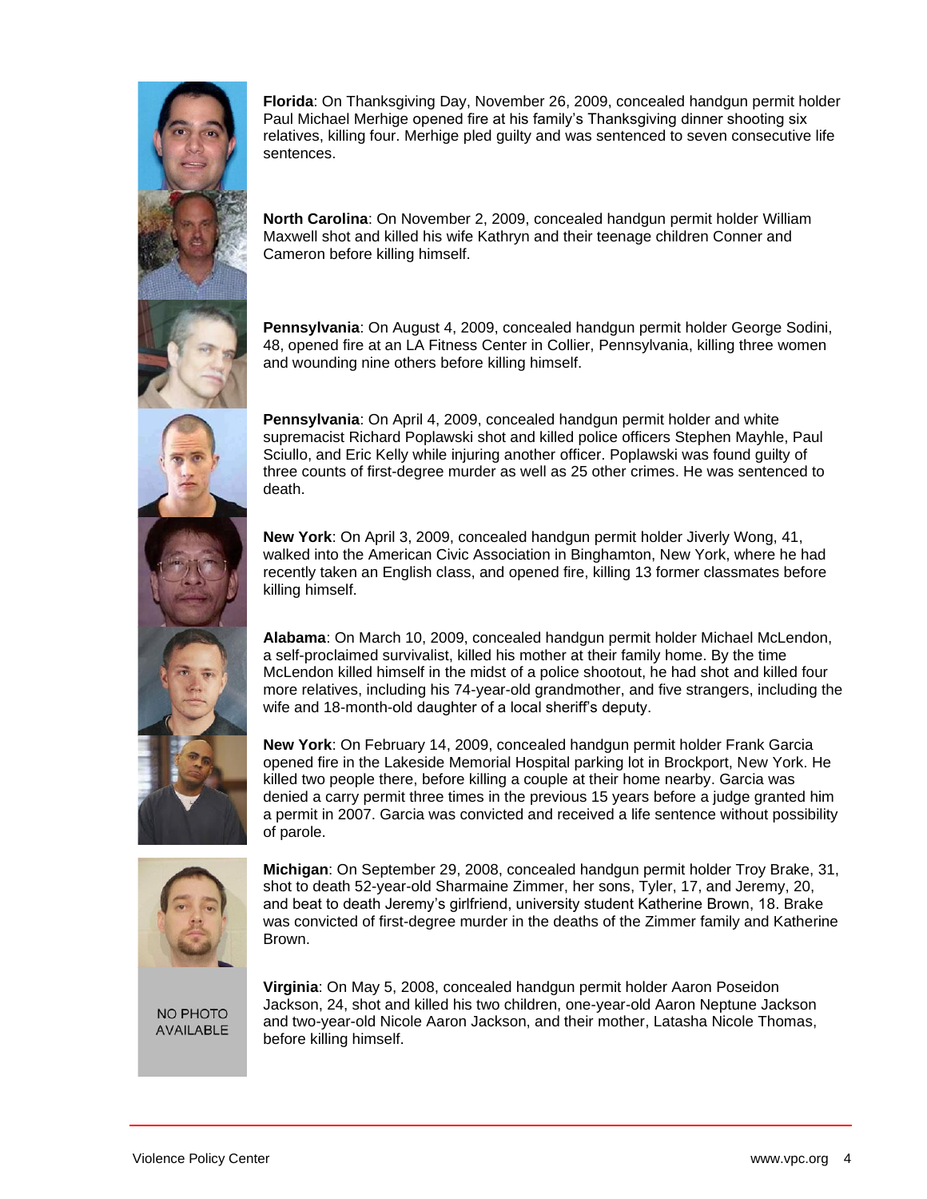**Florida**: On Thanksgiving Day, November 26, 2009, concealed handgun permit holder Paul Michael Merhige opened fire at his family's Thanksgiving dinner shooting six relatives, killing four. Merhige pled guilty and was sentenced to seven consecutive life sentences.

**North Carolina**: On November 2, 2009, concealed handgun permit holder William Maxwell shot and killed his wife Kathryn and their teenage children Conner and Cameron before killing himself.

**Pennsylvania**: On August 4, 2009, concealed handgun permit holder George Sodini, 48, opened fire at an LA Fitness Center in Collier, Pennsylvania, killing three women and wounding nine others before killing himself.

**Pennsylvania**: On April 4, 2009, concealed handgun permit holder and white supremacist Richard Poplawski shot and killed police officers Stephen Mayhle, Paul Sciullo, and Eric Kelly while injuring another officer. Poplawski was found guilty of three counts of first-degree murder as well as 25 other crimes. He was sentenced to death.

**New York**: On April 3, 2009, concealed handgun permit holder Jiverly Wong, 41, walked into the American Civic Association in Binghamton, New York, where he had recently taken an English class, and opened fire, killing 13 former classmates before killing himself.

**Alabama**: On March 10, 2009, concealed handgun permit holder Michael McLendon, a self-proclaimed survivalist, killed his mother at their family home. By the time McLendon killed himself in the midst of a police shootout, he had shot and killed four more relatives, including his 74-year-old grandmother, and five strangers, including the wife and 18-month-old daughter of a local sheriff's deputy.

**New York**: On February 14, 2009, concealed handgun permit holder Frank Garcia opened fire in the Lakeside Memorial Hospital parking lot in Brockport, New York. He killed two people there, before killing a couple at their home nearby. Garcia was denied a carry permit three times in the previous 15 years before a judge granted him a permit in 2007. Garcia was convicted and received a life sentence without possibility of parole.

**Michigan**: On September 29, 2008, concealed handgun permit holder Troy Brake, 31, shot to death 52-year-old Sharmaine Zimmer, her sons, Tyler, 17, and Jeremy, 20, and beat to death Jeremy's girlfriend, university student Katherine Brown, 18. Brake was convicted of first-degree murder in the deaths of the Zimmer family and Katherine Brown.

NO PHOTO AVAILABLE

**Virginia**: On May 5, 2008, concealed handgun permit holder Aaron Poseidon Jackson, 24, shot and killed his two children, one-year-old Aaron Neptune Jackson and two-year-old Nicole Aaron Jackson, and their mother, Latasha Nicole Thomas, before killing himself.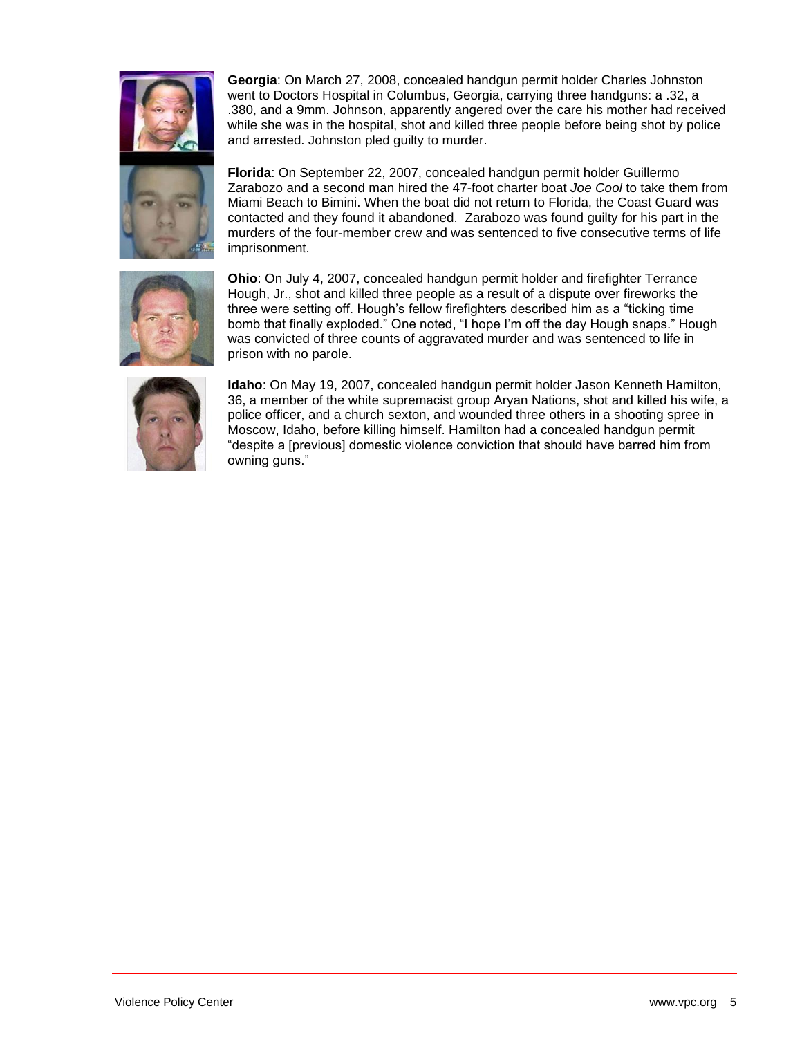**Georgia**: On March 27, 2008, concealed handgun permit holder Charles Johnston went to Doctors Hospital in Columbus, Georgia, carrying three handguns: a .32, a .380, and a 9mm. Johnson, apparently angered over the care his mother had received while she was in the hospital, shot and killed three people before being shot by police and arrested. Johnston pled guilty to murder.

**Florida**: On September 22, 2007, concealed handgun permit holder Guillermo Zarabozo and a second man hired the 47-foot charter boat *Joe Cool* to take them from Miami Beach to Bimini. When the boat did not return to Florida, the Coast Guard was contacted and they found it abandoned. Zarabozo was found guilty for his part in the murders of the four-member crew and was sentenced to five consecutive terms of life imprisonment.

**Ohio**: On July 4, 2007, concealed handgun permit holder and firefighter Terrance Hough, Jr., shot and killed three people as a result of a dispute over fireworks the three were setting off. Hough's fellow firefighters described him as a "ticking time bomb that finally exploded." One noted, "I hope I'm off the day Hough snaps." Hough was convicted of three counts of aggravated murder and was sentenced to life in prison with no parole.

**Idaho**: On May 19, 2007, concealed handgun permit holder Jason Kenneth Hamilton, 36, a member of the white supremacist group Aryan Nations, shot and killed his wife, a police officer, and a church sexton, and wounded three others in a shooting spree in Moscow, Idaho, before killing himself. Hamilton had a concealed handgun permit "despite a [previous] domestic violence conviction that should have barred him from owning guns."